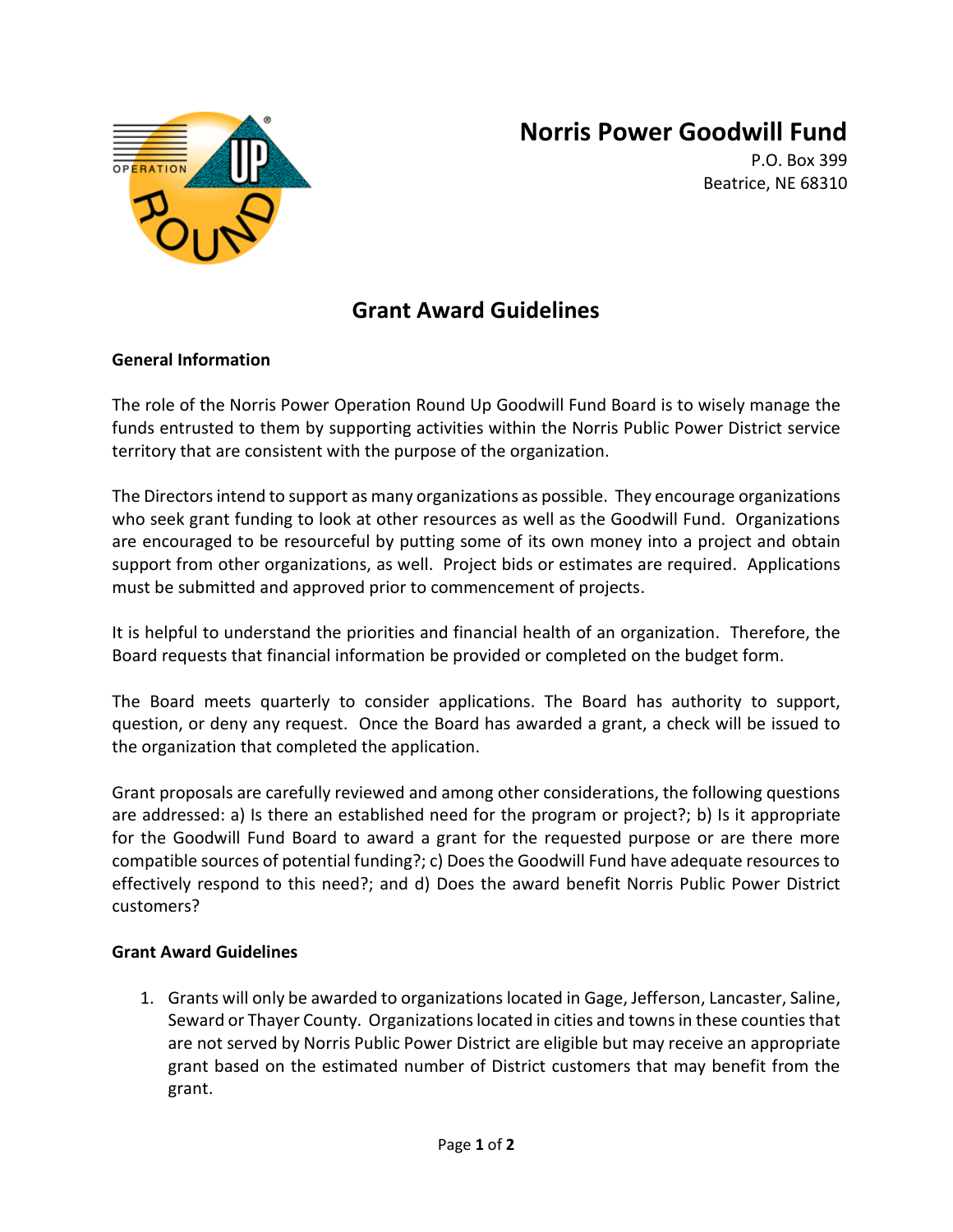# Norris Power Goodwill Fund

P.O. Box 399
Beatrice, NE 68310

## Grant Award Guidelines

**General Information**

The role of the Norris Power Operation Round Up Goodwill Fund Board is to wisely manage the funds entrusted to them by supporting activities within the Norris Public Power District service territory that are consistent with the purpose of the organization.

The Directors intend to support as many organizations as possible. They encourage organizations who seek grant funding to look at other resources as well as the Goodwill Fund. Organizations are encouraged to be resourceful by putting some of its own money into a project and obtain support from other organizations, as well. Project bids or estimates are required. Applications must be submitted and approved prior to commencement of projects.

It is helpful to understand the priorities and financial health of an organization. Therefore, the Board requests that financial information be provided or completed on the budget form.

The Board meets quarterly to consider applications. The Board has authority to support, question, or deny any request. Once the Board has awarded a grant, a check will be issued to the organization that completed the application.

Grant proposals are carefully reviewed and among other considerations, the following questions are addressed: a) Is there an established need for the program or project?; b) Is it appropriate for the Goodwill Fund Board to award a grant for the requested purpose or are there more compatible sources of potential funding?; c) Does the Goodwill Fund have adequate resources to effectively respond to this need?; and d) Does the award benefit Norris Public Power District customers?

**Grant Award Guidelines**

1. Grants will only be awarded to organizations located in Gage, Jefferson, Lancaster, Saline, Seward or Thayer County. Organizations located in cities and towns in these counties that are not served by Norris Public Power District are eligible but may receive an appropriate grant based on the estimated number of District customers that may benefit from the grant.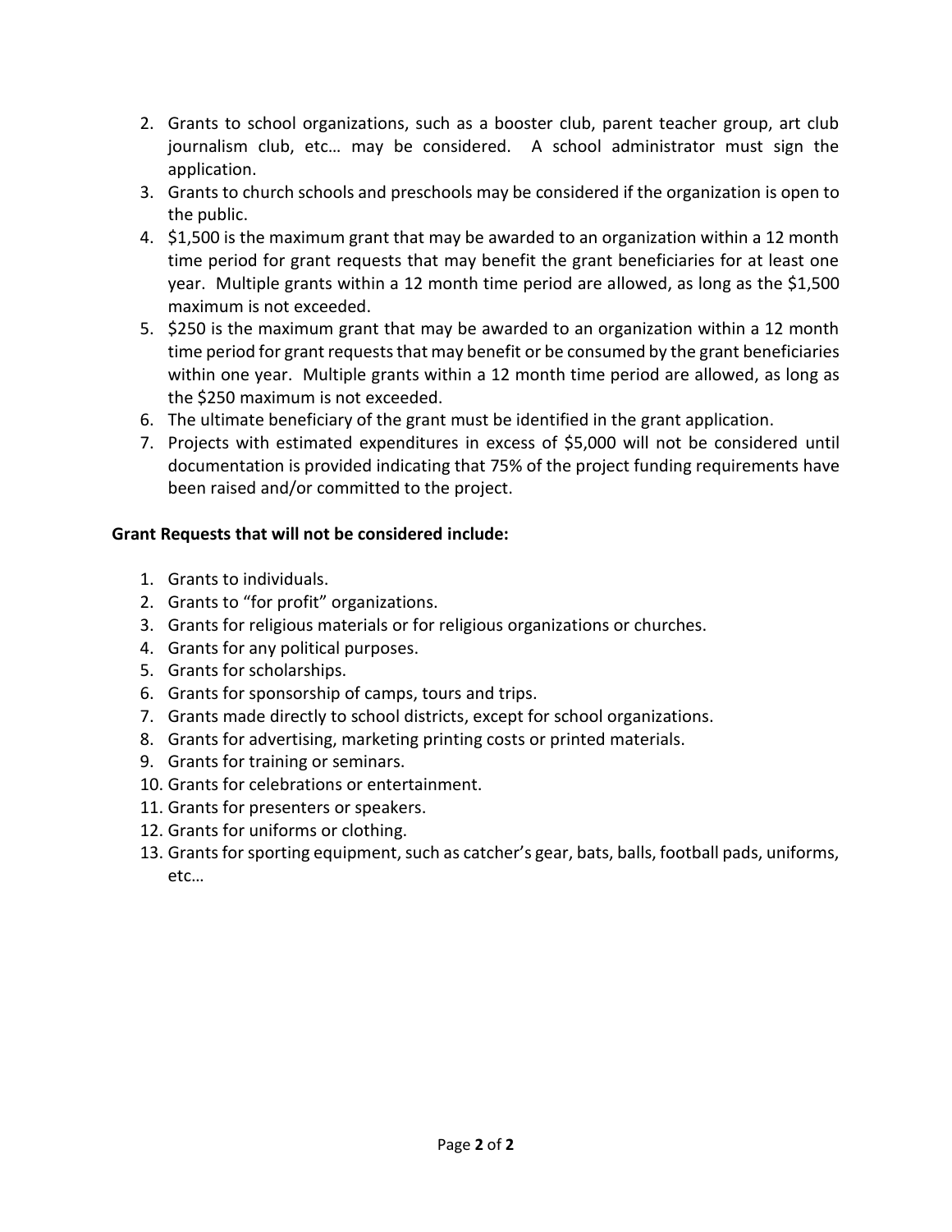2. Grants to school organizations, such as a booster club, parent teacher group, art club journalism club, etc… may be considered. A school administrator must sign the application.
3. Grants to church schools and preschools may be considered if the organization is open to the public.
4. $1,500 is the maximum grant that may be awarded to an organization within a 12 month time period for grant requests that may benefit the grant beneficiaries for at least one year. Multiple grants within a 12 month time period are allowed, as long as the $1,500 maximum is not exceeded.
5. $250 is the maximum grant that may be awarded to an organization within a 12 month time period for grant requests that may benefit or be consumed by the grant beneficiaries within one year. Multiple grants within a 12 month time period are allowed, as long as the $250 maximum is not exceeded.
6. The ultimate beneficiary of the grant must be identified in the grant application.
7. Projects with estimated expenditures in excess of $5,000 will not be considered until documentation is provided indicating that 75% of the project funding requirements have been raised and/or committed to the project.

**Grant Requests that will not be considered include:**

1. Grants to individuals.
2. Grants to "for profit" organizations.
3. Grants for religious materials or for religious organizations or churches.
4. Grants for any political purposes.
5. Grants for scholarships.
6. Grants for sponsorship of camps, tours and trips.
7. Grants made directly to school districts, except for school organizations.
8. Grants for advertising, marketing printing costs or printed materials.
9. Grants for training or seminars.
10. Grants for celebrations or entertainment.
11. Grants for presenters or speakers.
12. Grants for uniforms or clothing.
13. Grants for sporting equipment, such as catcher's gear, bats, balls, football pads, uniforms, etc…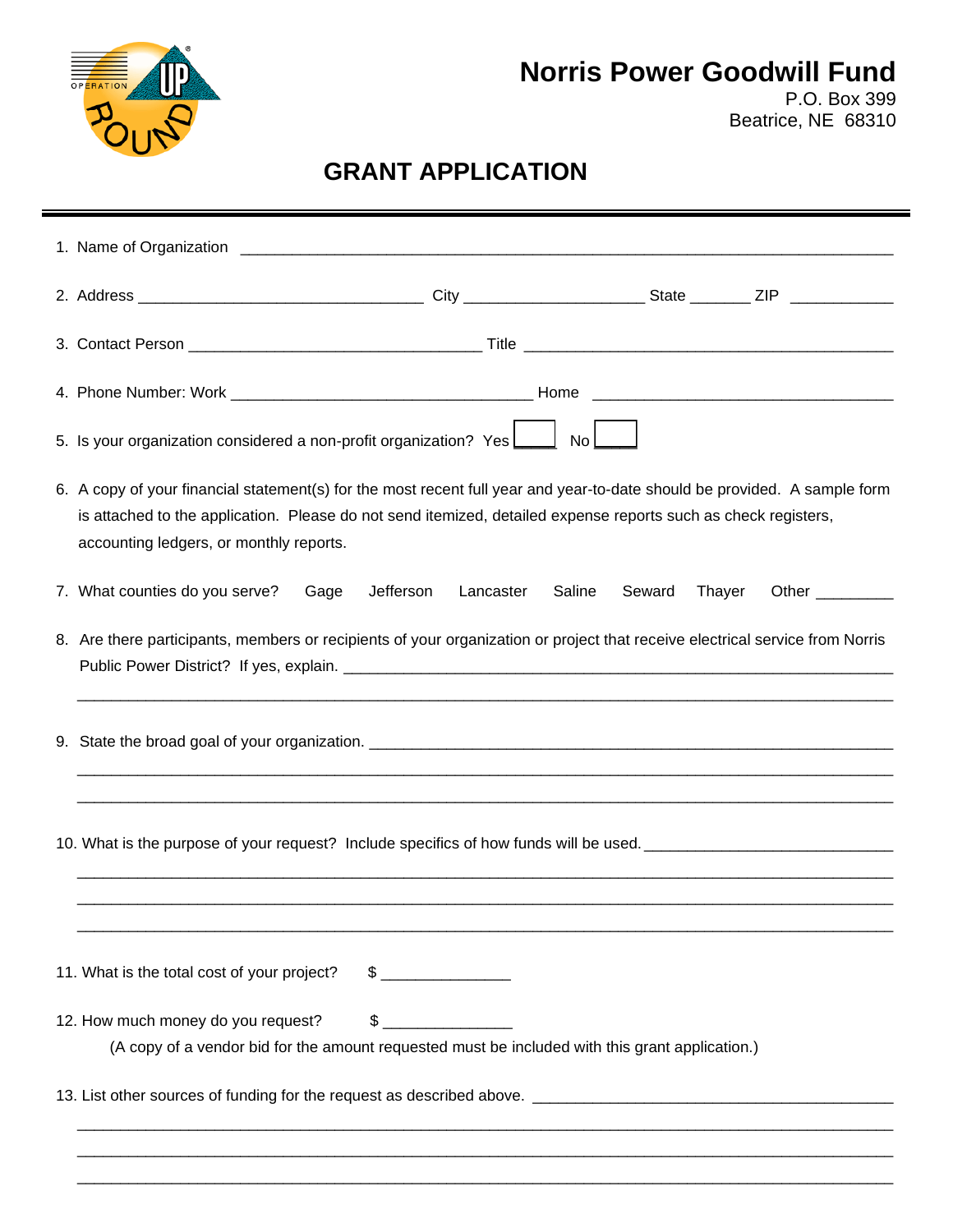# Norris Power Goodwill Fund

P.O. Box 399
Beatrice, NE 68310

## GRANT APPLICATION

1. Name of Organization _______________________________________________

2. Address ______________________ City ______________ State _____ ZIP ________

3. Contact Person ______________________ Title ___________________________

4. Phone Number: Work ______________________ Home ______________________

5. Is your organization considered a non-profit organization? Yes ☐ No ☐

6. A copy of your financial statement(s) for the most recent full year and year-to-date should be provided. A sample form is attached to the application. Please do not send itemized, detailed expense reports such as check registers, accounting ledgers, or monthly reports.

7. What counties do you serve? Gage Jefferson Lancaster Saline Seward Thayer Other ________

8. Are there participants, members or recipients of your organization or project that receive electrical service from Norris Public Power District? If yes, explain. ___________________________________________

_______________________________________________________________

9. State the broad goal of your organization. ___________________________________

_______________________________________________________________

_______________________________________________________________

10. What is the purpose of your request? Include specifics of how funds will be used. _______________

_______________________________________________________________

_______________________________________________________________

_______________________________________________________________

11. What is the total cost of your project? $ ____________

12. How much money do you request? $ ____________

(A copy of a vendor bid for the amount requested must be included with this grant application.)

13. List other sources of funding for the request as described above. ___________________________

_______________________________________________________________

_______________________________________________________________

_______________________________________________________________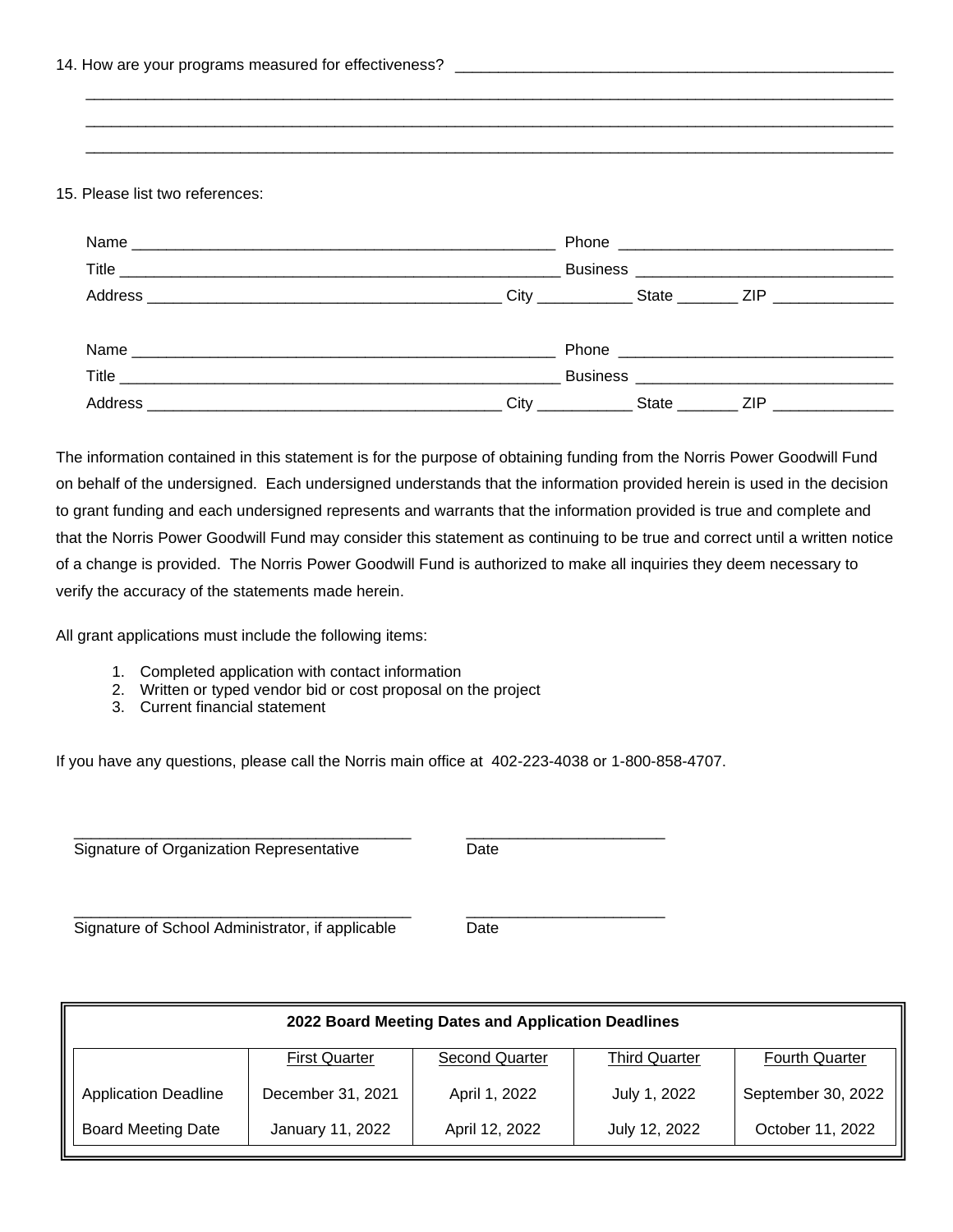14. How are your programs measured for effectiveness? ______________________________________________________
______________________________________________________________________________________________
______________________________________________________________________________________________
______________________________________________________________________________________________

15. Please list two references:

Name ______________________________________________ Phone ______________________________
Title ________________________________________________ Business ____________________________
Address _______________________________________ City __________ State _______ ZIP _____________

Name ______________________________________________ Phone ______________________________
Title ________________________________________________ Business ____________________________
Address _______________________________________ City __________ State _______ ZIP _____________

The information contained in this statement is for the purpose of obtaining funding from the Norris Power Goodwill Fund on behalf of the undersigned. Each undersigned understands that the information provided herein is used in the decision to grant funding and each undersigned represents and warrants that the information provided is true and complete and that the Norris Power Goodwill Fund may consider this statement as continuing to be true and correct until a written notice of a change is provided. The Norris Power Goodwill Fund is authorized to make all inquiries they deem necessary to verify the accuracy of the statements made herein.

All grant applications must include the following items:

1. Completed application with contact information
2. Written or typed vendor bid or cost proposal on the project
3. Current financial statement

If you have any questions, please call the Norris main office at 402-223-4038 or 1-800-858-4707.

______________________________________ ______________________
Signature of Organization Representative Date

______________________________________ ______________________
Signature of School Administrator, if applicable Date

**2022 Board Meeting Dates and Application Deadlines**

| | First Quarter | Second Quarter | Third Quarter | Fourth Quarter |
|---|---|---|---|---|
| Application Deadline | December 31, 2021 | April 1, 2022 | July 1, 2022 | September 30, 2022 |
| Board Meeting Date | January 11, 2022 | April 12, 2022 | July 12, 2022 | October 11, 2022 |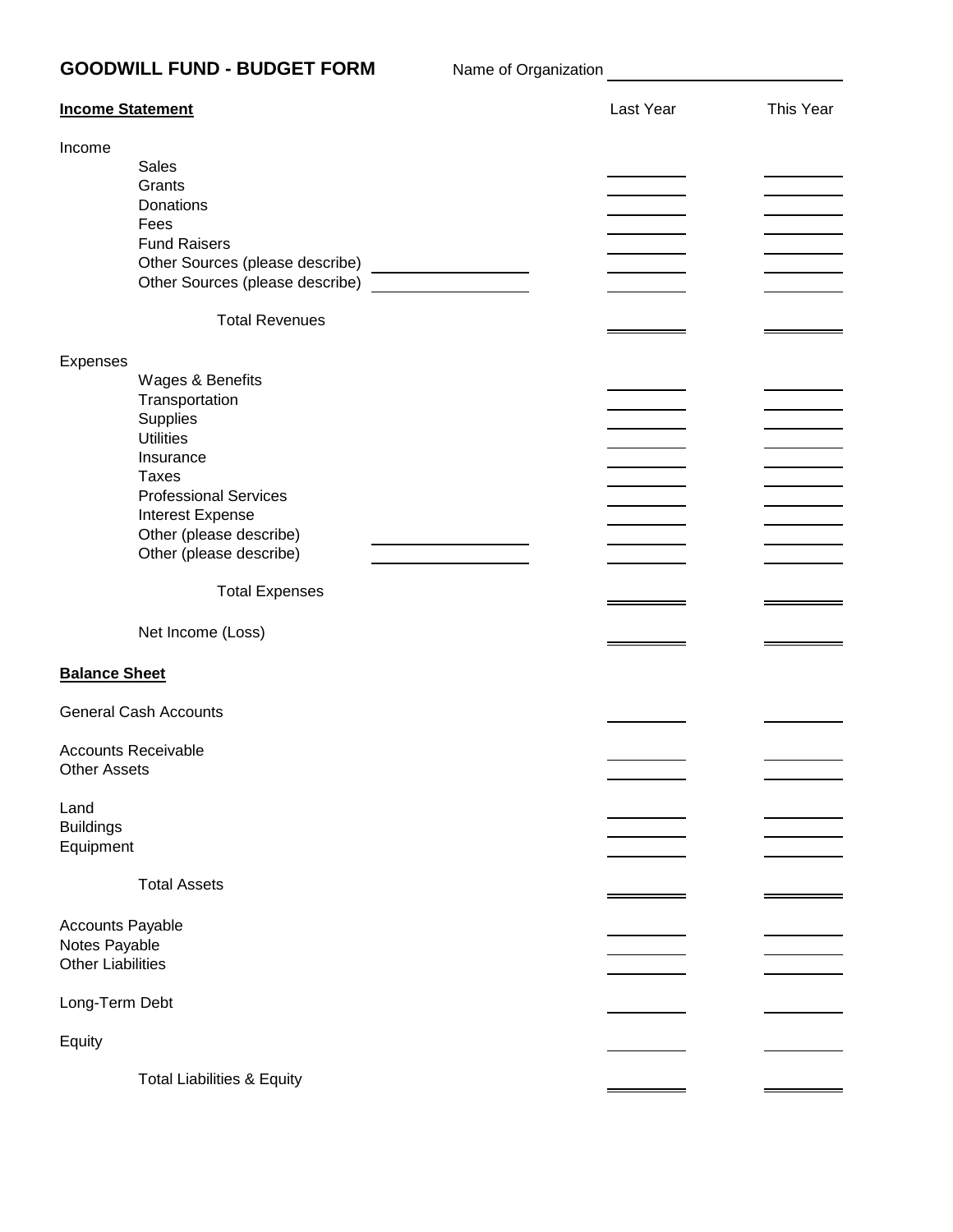## GOODWILL FUND - BUDGET FORM

Name of Organization ____________________

**Income Statement**

| | Last Year | This Year |
|---|---|---|
| **Income** | | |
| Sales | | |
| Grants | | |
| Donations | | |
| Fees | | |
| Fund Raisers | | |
| Other Sources (please describe) ____________ | | |
| Other Sources (please describe) ____________ | | |
| Total Revenues | | |
| **Expenses** | | |
| Wages & Benefits | | |
| Transportation | | |
| Supplies | | |
| Utilities | | |
| Insurance | | |
| Taxes | | |
| Professional Services | | |
| Interest Expense | | |
| Other (please describe) ____________ | | |
| Other (please describe) ____________ | | |
| Total Expenses | | |
| Net Income (Loss) | | |

**Balance Sheet**

| | Last Year | This Year |
|---|---|---|
| General Cash Accounts | | |
| Accounts Receivable | | |
| Other Assets | | |
| Land | | |
| Buildings | | |
| Equipment | | |
| Total Assets | | |
| Accounts Payable | | |
| Notes Payable | | |
| Other Liabilities | | |
| Long-Term Debt | | |
| Equity | | |
| Total Liabilities & Equity | | |